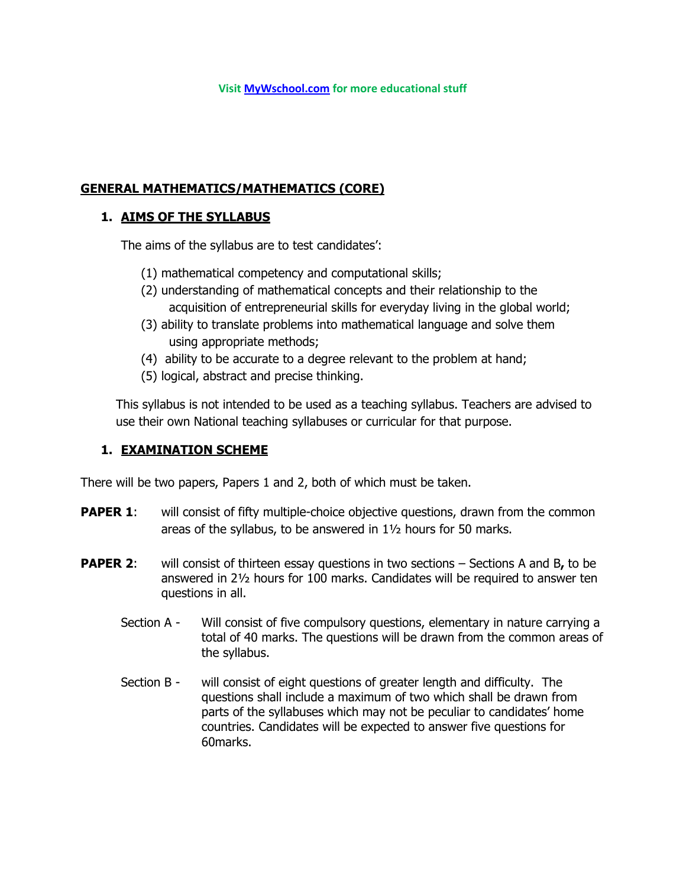Visit MyWschool.com for more educational stuff

## GENERAL MATHEMATICS/MATHEMATICS (CORE)

### 1. AIMS OF THE SYLLABUS

The aims of the syllabus are to test candidates':

(1) mathematical competency and computational skills;
(2) understanding of mathematical concepts and their relationship to the acquisition of entrepreneurial skills for everyday living in the global world;
(3) ability to translate problems into mathematical language and solve them using appropriate methods;
(4) ability to be accurate to a degree relevant to the problem at hand;
(5) logical, abstract and precise thinking.

This syllabus is not intended to be used as a teaching syllabus. Teachers are advised to use their own National teaching syllabuses or curricular for that purpose.

### 1. EXAMINATION SCHEME

There will be two papers, Papers 1 and 2, both of which must be taken.

**PAPER 1**: will consist of fifty multiple-choice objective questions, drawn from the common areas of the syllabus, to be answered in 1½ hours for 50 marks.

**PAPER 2**: will consist of thirteen essay questions in two sections – Sections A and B**,** to be answered in 2½ hours for 100 marks. Candidates will be required to answer ten questions in all.

Section A - Will consist of five compulsory questions, elementary in nature carrying a total of 40 marks. The questions will be drawn from the common areas of the syllabus.

Section B - will consist of eight questions of greater length and difficulty. The questions shall include a maximum of two which shall be drawn from parts of the syllabuses which may not be peculiar to candidates' home countries. Candidates will be expected to answer five questions for 60marks.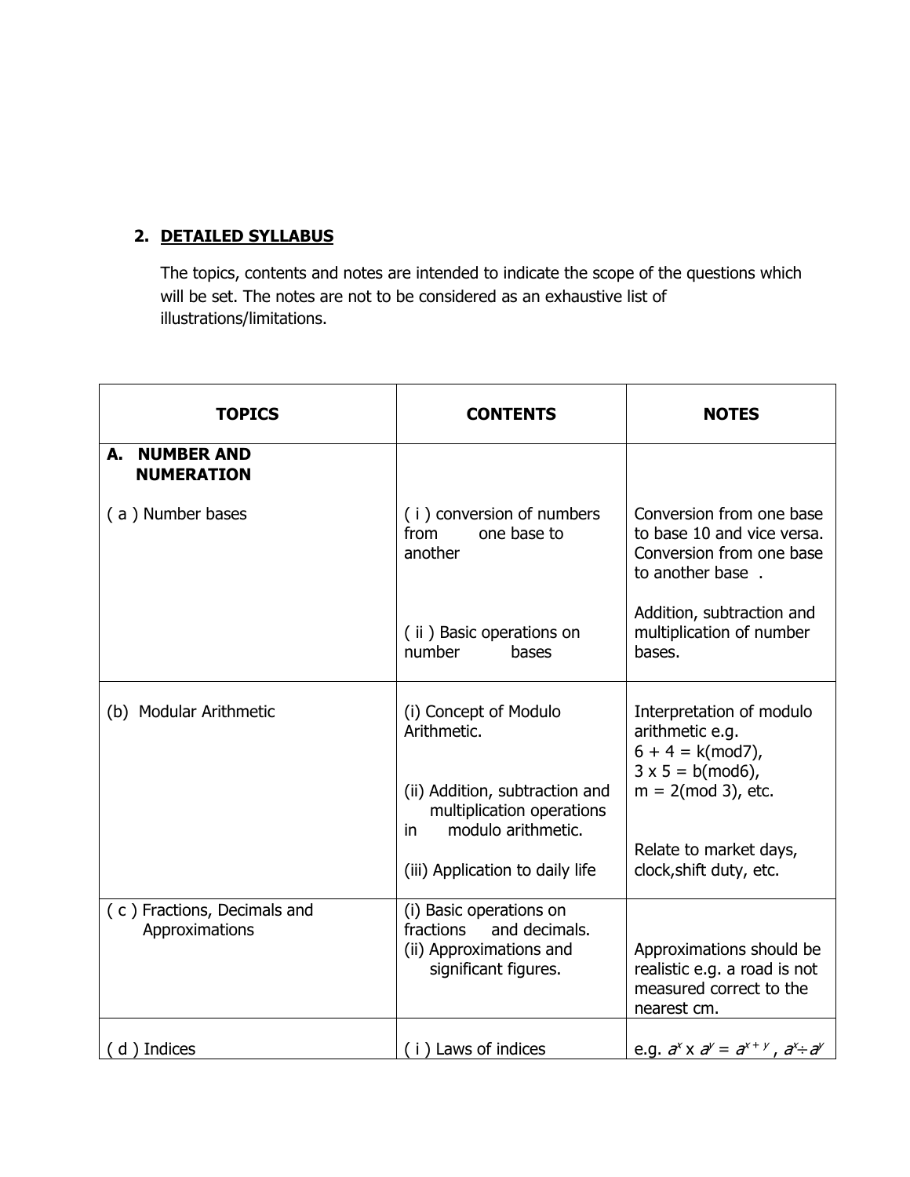## 2. DETAILED SYLLABUS

The topics, contents and notes are intended to indicate the scope of the questions which will be set. The notes are not to be considered as an exhaustive list of illustrations/limitations.

| TOPICS | CONTENTS | NOTES |
|---|---|---|
| **A. NUMBER AND NUMERATION** | | |
| ( a ) Number bases | ( i ) conversion of numbers from one base to another<br><br>( ii ) Basic operations on number bases | Conversion from one base to base 10 and vice versa. Conversion from one base to another base .<br><br>Addition, subtraction and multiplication of number bases. |
| (b) Modular Arithmetic | (i) Concept of Modulo Arithmetic.<br><br>(ii) Addition, subtraction and multiplication operations in modulo arithmetic.<br><br>(iii) Application to daily life | Interpretation of modulo arithmetic e.g. $6 + 4 = k(\text{mod}7)$, $3 \times 5 = b(\text{mod}6)$, $m = 2(\text{mod } 3)$, etc.<br><br>Relate to market days, clock,shift duty, etc. |
| ( c ) Fractions, Decimals and Approximations | (i) Basic operations on fractions and decimals.<br>(ii) Approximations and significant figures. | Approximations should be realistic e.g. a road is not measured correct to the nearest cm. |
| ( d ) Indices | ( i ) Laws of indices | e.g. $a^x \times a^y = a^{x+y}$ , $a^x \div a^y$ |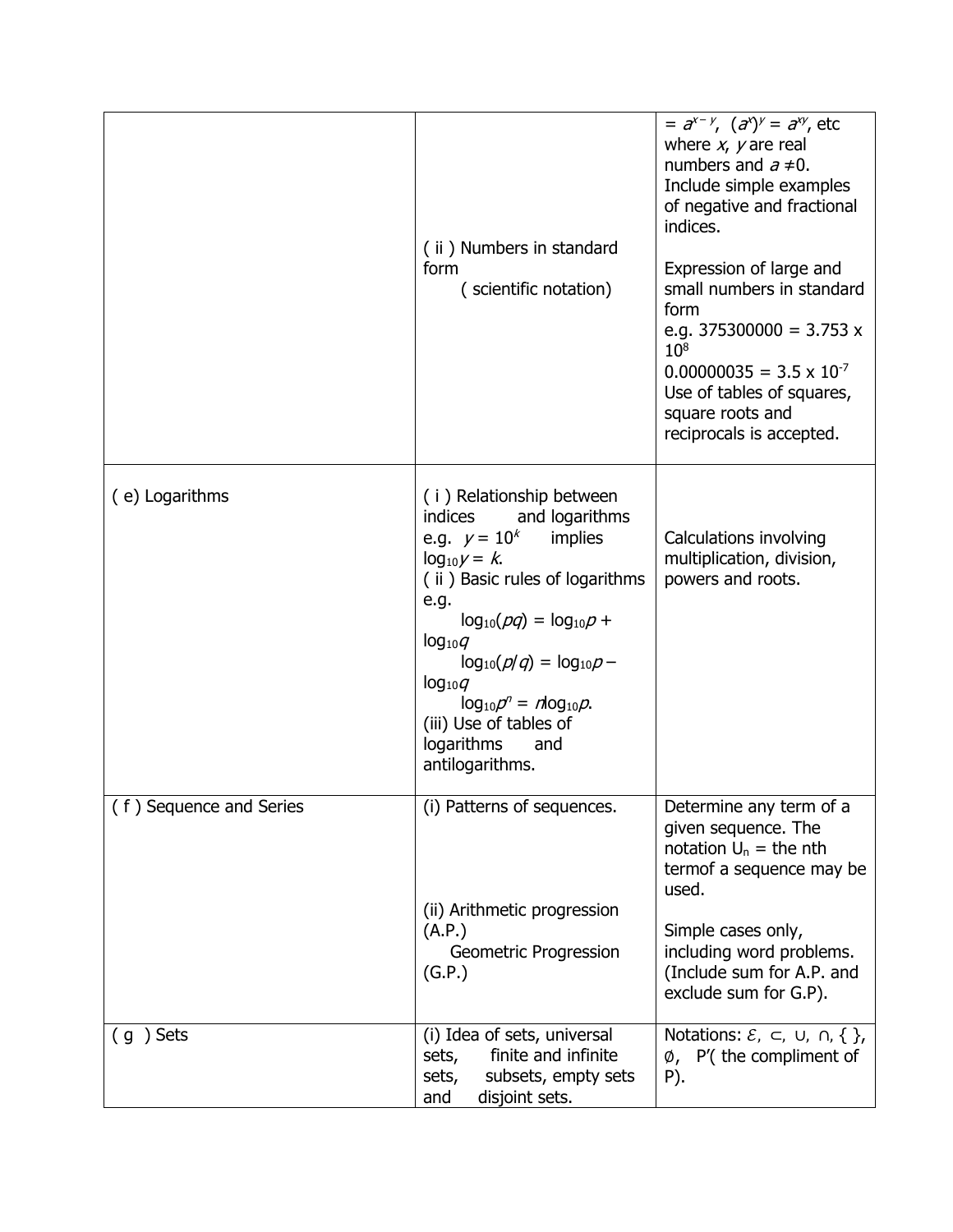| | | |
|---|---|---|
| | ( ii ) Numbers in standard form ( scientific notation) | $= a^{x-y}$, $(a^x)^y = a^{xy}$, etc where $x$, $y$ are real numbers and $a \neq 0$. Include simple examples of negative and fractional indices.<br><br>Expression of large and small numbers in standard form e.g. $375300000 = 3.753 \times 10^8$ $0.00000035 = 3.5 \times 10^{-7}$ Use of tables of squares, square roots and reciprocals is accepted. |
| ( e) Logarithms | ( i ) Relationship between indices and logarithms e.g. $y = 10^k$ implies $\log_{10}y = k$.<br>( ii ) Basic rules of logarithms e.g.<br>$\log_{10}(pq) = \log_{10}p + \log_{10}q$<br>$\log_{10}(p/q) = \log_{10}p - \log_{10}q$<br>$\log_{10}p^n = n\log_{10}p$.<br>(iii) Use of tables of logarithms and antilogarithms. | Calculations involving multiplication, division, powers and roots. |
| ( f ) Sequence and Series | (i) Patterns of sequences.<br><br>(ii) Arithmetic progression (A.P.) Geometric Progression (G.P.) | Determine any term of a given sequence. The notation $U_n$ = the nth termof a sequence may be used.<br><br>Simple cases only, including word problems. (Include sum for A.P. and exclude sum for G.P). |
| ( g ) Sets | (i) Idea of sets, universal sets, finite and infinite sets, subsets, empty sets and disjoint sets. | Notations: $\mathcal{E}$, $\subset$, $\cup$, $\cap$, { }, $\emptyset$, P'( the compliment of P). |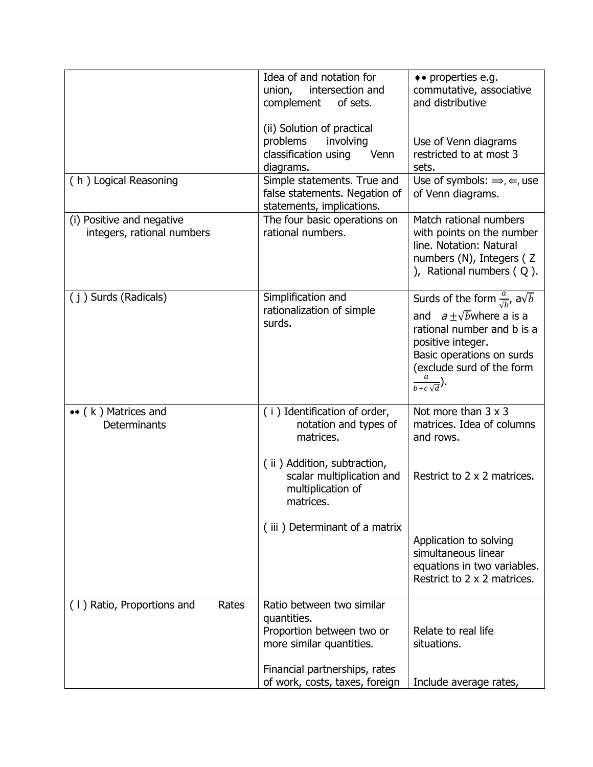| | | |
|---|---|---|
| | Idea of and notation for union, intersection and complement of sets.<br><br>(ii) Solution of practical problems involving classification using Venn diagrams. | ♦• properties e.g. commutative, associative and distributive<br><br>Use of Venn diagrams restricted to at most 3 sets. |
| ( h ) Logical Reasoning | Simple statements. True and false statements. Negation of statements, implications. | Use of symbols: $\Rightarrow, \Leftarrow$, use of Venn diagrams. |
| (i) Positive and negative integers, rational numbers | The four basic operations on rational numbers. | Match rational numbers with points on the number line. Notation: Natural numbers (N), Integers ( Z ), Rational numbers ( Q ). |
| ( j ) Surds (Radicals) | Simplification and rationalization of simple surds. | Surds of the form $\frac{a}{\sqrt{b}}$, $a\sqrt{b}$ and $a \pm \sqrt{b}$ where a is a rational number and b is a positive integer.<br>Basic operations on surds (exclude surd of the form $\frac{a}{b+c\sqrt{d}}$). |
| •* ( k ) Matrices and Determinants | ( i ) Identification of order, notation and types of matrices.<br><br>( ii ) Addition, subtraction, scalar multiplication and multiplication of matrices.<br><br>( iii ) Determinant of a matrix | Not more than 3 x 3 matrices. Idea of columns and rows.<br><br>Restrict to 2 x 2 matrices.<br><br>Application to solving simultaneous linear equations in two variables. Restrict to 2 x 2 matrices. |
| ( l ) Ratio, Proportions and Rates | Ratio between two similar quantities.<br>Proportion between two or more similar quantities.<br><br>Financial partnerships, rates of work, costs, taxes, foreign | Relate to real life situations.<br><br>Include average rates, |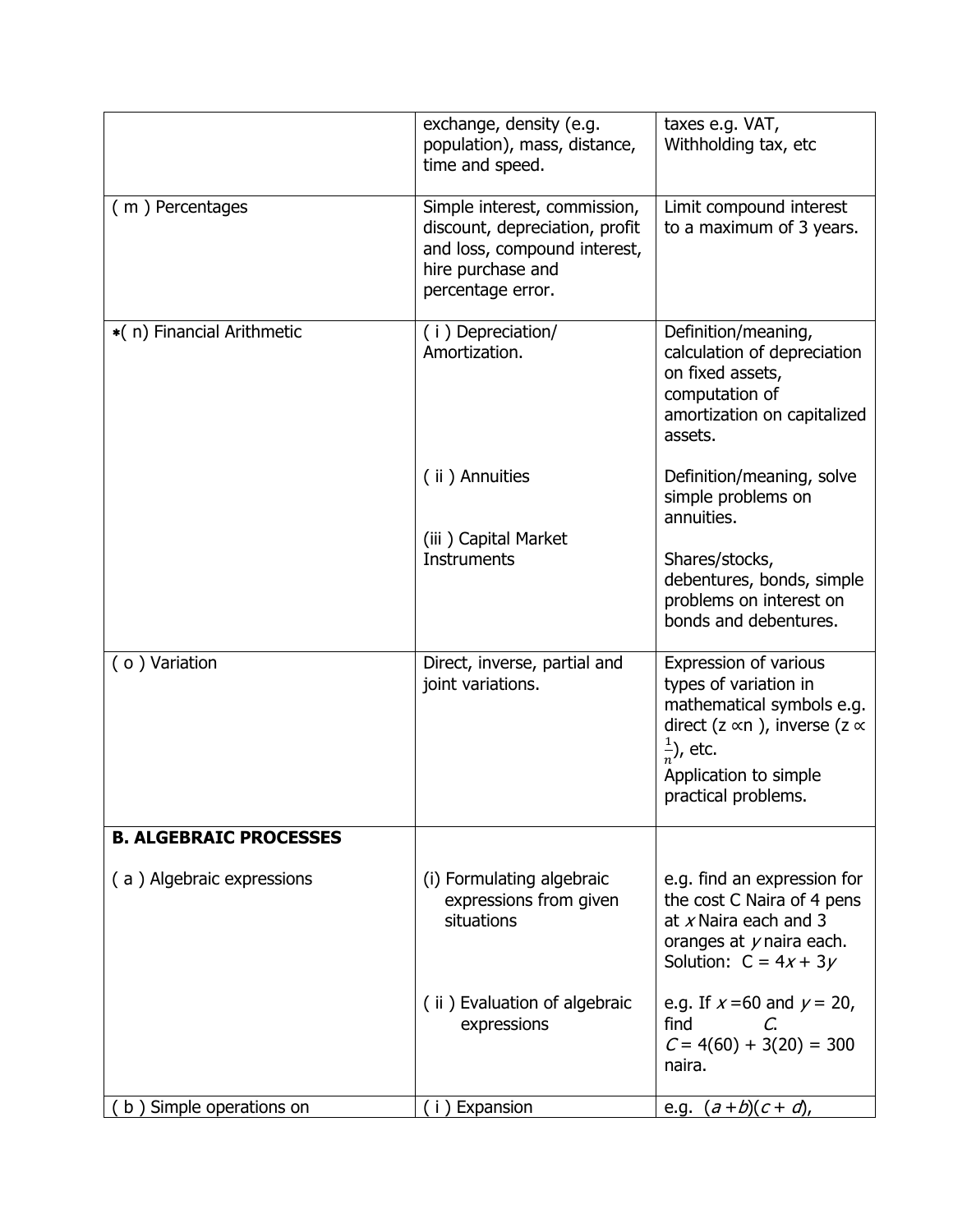| | | |
|---|---|---|
| | exchange, density (e.g. population), mass, distance, time and speed. | taxes e.g. VAT, Withholding tax, etc |
| ( m ) Percentages | Simple interest, commission, discount, depreciation, profit and loss, compound interest, hire purchase and percentage error. | Limit compound interest to a maximum of 3 years. |
| *( n) Financial Arithmetic | ( i ) Depreciation/ Amortization.<br><br>( ii ) Annuities<br><br>(iii ) Capital Market Instruments | Definition/meaning, calculation of depreciation on fixed assets, computation of amortization on capitalized assets.<br><br>Definition/meaning, solve simple problems on annuities.<br><br>Shares/stocks, debentures, bonds, simple problems on interest on bonds and debentures. |
| ( o ) Variation | Direct, inverse, partial and joint variations. | Expression of various types of variation in mathematical symbols e.g. direct ($z \propto n$ ), inverse ($z \propto \frac{1}{n}$), etc.<br>Application to simple practical problems. |
| **B. ALGEBRAIC PROCESSES**<br><br>( a ) Algebraic expressions | (i) Formulating algebraic expressions from given situations<br><br>( ii ) Evaluation of algebraic expressions | e.g. find an expression for the cost C Naira of 4 pens at $x$ Naira each and 3 oranges at $y$ naira each.<br>Solution: $C = 4x + 3y$<br><br>e.g. If $x = 60$ and $y = 20$, find $C$.<br>$C = 4(60) + 3(20) = 300$ naira. |
| ( b ) Simple operations on | ( i ) Expansion | e.g. $(a + b)(c + d)$, |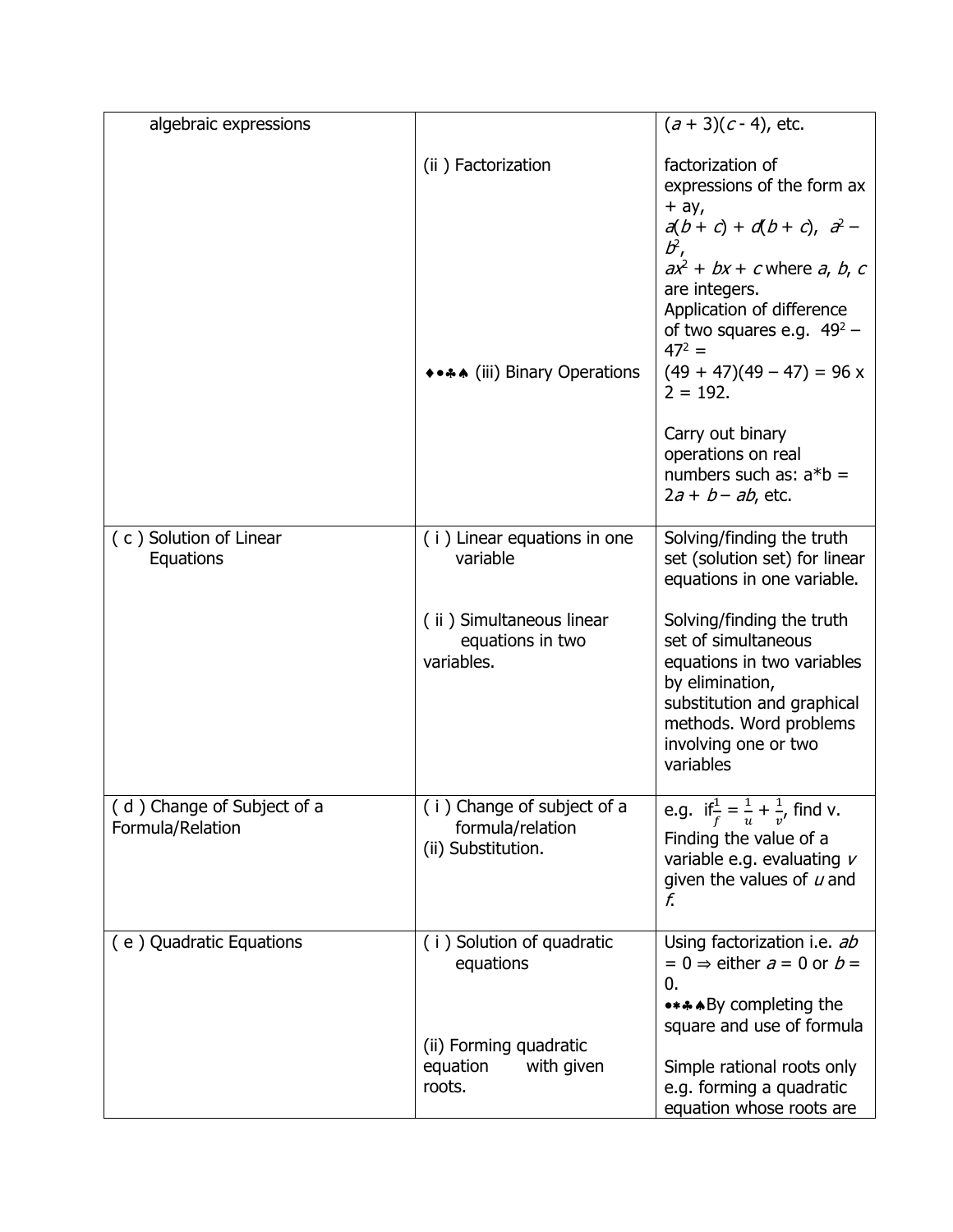| | | |
|---|---|---|
| algebraic expressions | | $(a + 3)(c - 4)$, etc. |
| | (ii ) Factorization | factorization of expressions of the form ax + ay, $a(b + c) + d(b + c)$, $a^2 - b^2$, $ax^2 + bx + c$ where $a$, $b$, $c$ are integers. Application of difference of two squares e.g. $49^2 - 47^2 = (49 + 47)(49 - 47) = 96 \times 2 = 192$. |
| | ♦•♣♠ (iii) Binary Operations | Carry out binary operations on real numbers such as: $a*b = 2a + b - ab$, etc. |
| ( c ) Solution of Linear Equations | ( i ) Linear equations in one variable | Solving/finding the truth set (solution set) for linear equations in one variable. |
| | ( ii ) Simultaneous linear equations in two variables. | Solving/finding the truth set of simultaneous equations in two variables by elimination, substitution and graphical methods. Word problems involving one or two variables |
| ( d ) Change of Subject of a Formula/Relation | ( i ) Change of subject of a formula/relation (ii) Substitution. | e.g. if $\frac{1}{f} = \frac{1}{u} + \frac{1}{v}$, find v. Finding the value of a variable e.g. evaluating $v$ given the values of $u$ and $f$. |
| ( e ) Quadratic Equations | ( i ) Solution of quadratic equations | Using factorization i.e. $ab = 0 \Rightarrow$ either $a = 0$ or $b = 0$. •✱♣♠By completing the square and use of formula |
| | (ii) Forming quadratic equation with given roots. | Simple rational roots only e.g. forming a quadratic equation whose roots are |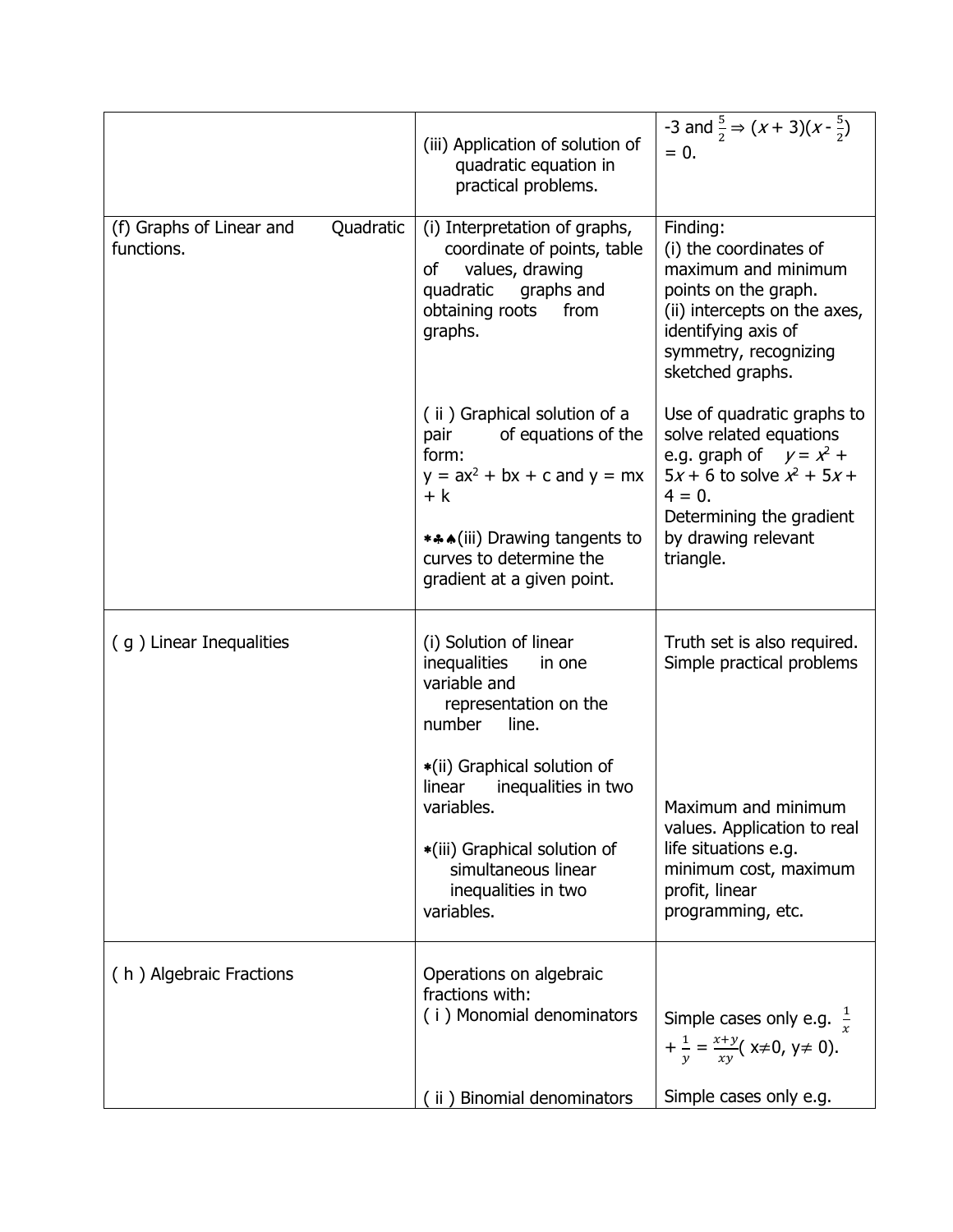| | | |
|---|---|---|
| | (iii) Application of solution of quadratic equation in practical problems. | -3 and $\frac{5}{2} \Rightarrow (x + 3)(x - \frac{5}{2}) = 0$. |
| (f) Graphs of Linear and Quadratic functions. | (i) Interpretation of graphs, coordinate of points, table of values, drawing quadratic graphs and obtaining roots from graphs.<br><br>( ii ) Graphical solution of a pair of equations of the form:<br>$y = ax^2 + bx + c$ and $y = mx + k$<br><br>⁕♣♠(iii) Drawing tangents to curves to determine the gradient at a given point. | Finding:<br>(i) the coordinates of maximum and minimum points on the graph.<br>(ii) intercepts on the axes, identifying axis of symmetry, recognizing sketched graphs.<br><br>Use of quadratic graphs to solve related equations e.g. graph of $y = x^2 + 5x + 6$ to solve $x^2 + 5x + 4 = 0$.<br>Determining the gradient by drawing relevant triangle. |
| ( g ) Linear Inequalities | (i) Solution of linear inequalities in one variable and representation on the number line.<br><br>⁕(ii) Graphical solution of linear inequalities in two variables.<br><br>⁕(iii) Graphical solution of simultaneous linear inequalities in two variables. | Truth set is also required. Simple practical problems<br><br>Maximum and minimum values. Application to real life situations e.g. minimum cost, maximum profit, linear programming, etc. |
| ( h ) Algebraic Fractions | Operations on algebraic fractions with:<br>( i ) Monomial denominators<br><br>( ii ) Binomial denominators | Simple cases only e.g. $\frac{1}{x} + \frac{1}{y} = \frac{x+y}{xy}$( x≠0, y≠ 0).<br><br>Simple cases only e.g. |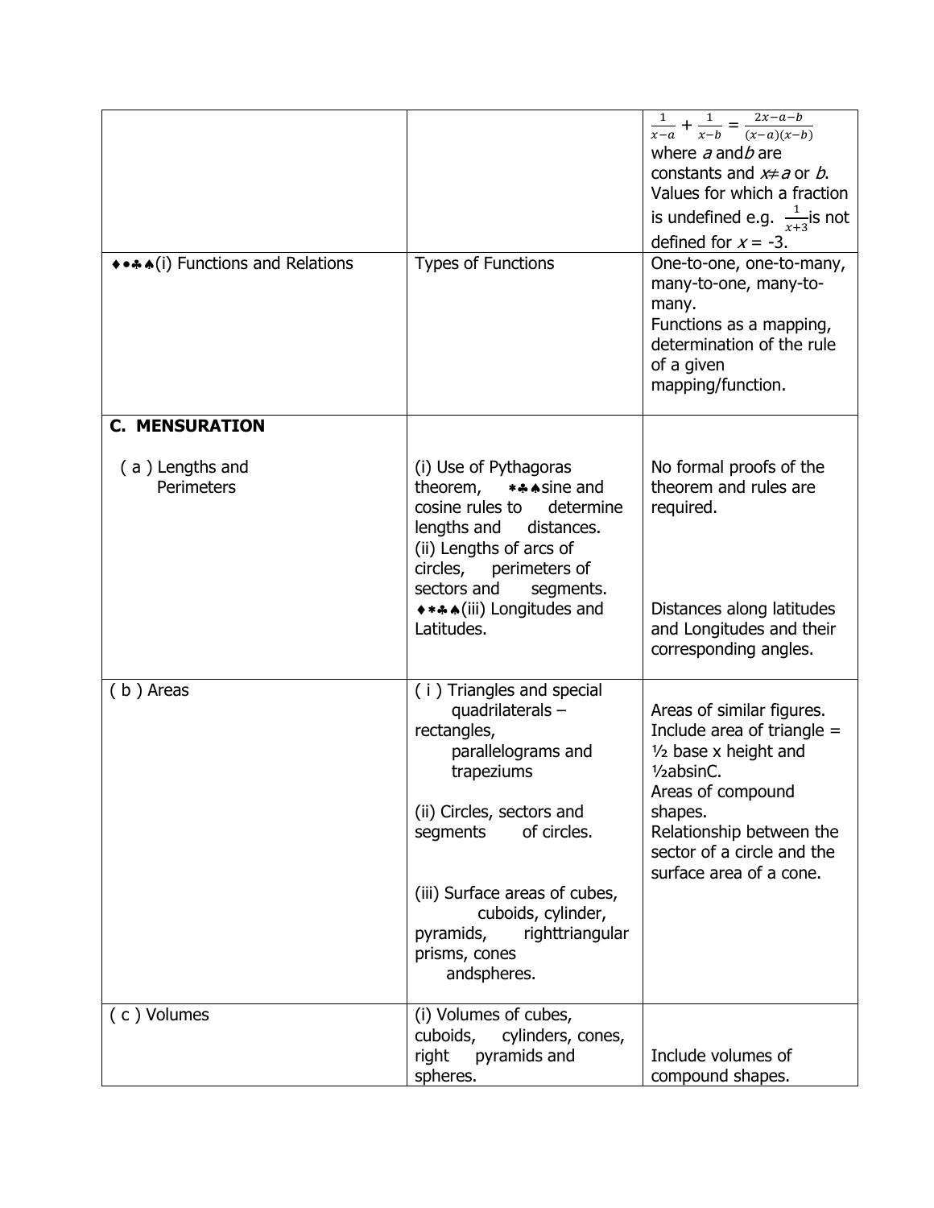| | | |
|---|---|---|
| | | $\frac{1}{x-a} + \frac{1}{x-b} = \frac{2x-a-b}{(x-a)(x-b)}$ where $a$ and $b$ are constants and $x \neq a$ or $b$. Values for which a fraction is undefined e.g. $\frac{1}{x+3}$ is not defined for $x = -3$. |
| ♦•♣♠(i) Functions and Relations | Types of Functions | One-to-one, one-to-many, many-to-one, many-to-many. Functions as a mapping, determination of the rule of a given mapping/function. |
| **C. MENSURATION**<br><br>( a ) Lengths and Perimeters | (i) Use of Pythagoras theorem, ∗♣♠sine and cosine rules to determine lengths and distances.<br>(ii) Lengths of arcs of circles, perimeters of sectors and segments.<br>♦∗♣♠(iii) Longitudes and Latitudes. | No formal proofs of the theorem and rules are required.<br><br>Distances along latitudes and Longitudes and their corresponding angles. |
| ( b ) Areas | ( i ) Triangles and special quadrilaterals – rectangles, parallelograms and trapeziums<br><br>(ii) Circles, sectors and segments of circles.<br><br>(iii) Surface areas of cubes, cuboids, cylinder, pyramids, righttriangular prisms, cones andspheres. | Areas of similar figures. Include area of triangle = ½ base x height and ½absinC. Areas of compound shapes. Relationship between the sector of a circle and the surface area of a cone. |
| ( c ) Volumes | (i) Volumes of cubes, cuboids, cylinders, cones, right pyramids and spheres. | Include volumes of compound shapes. |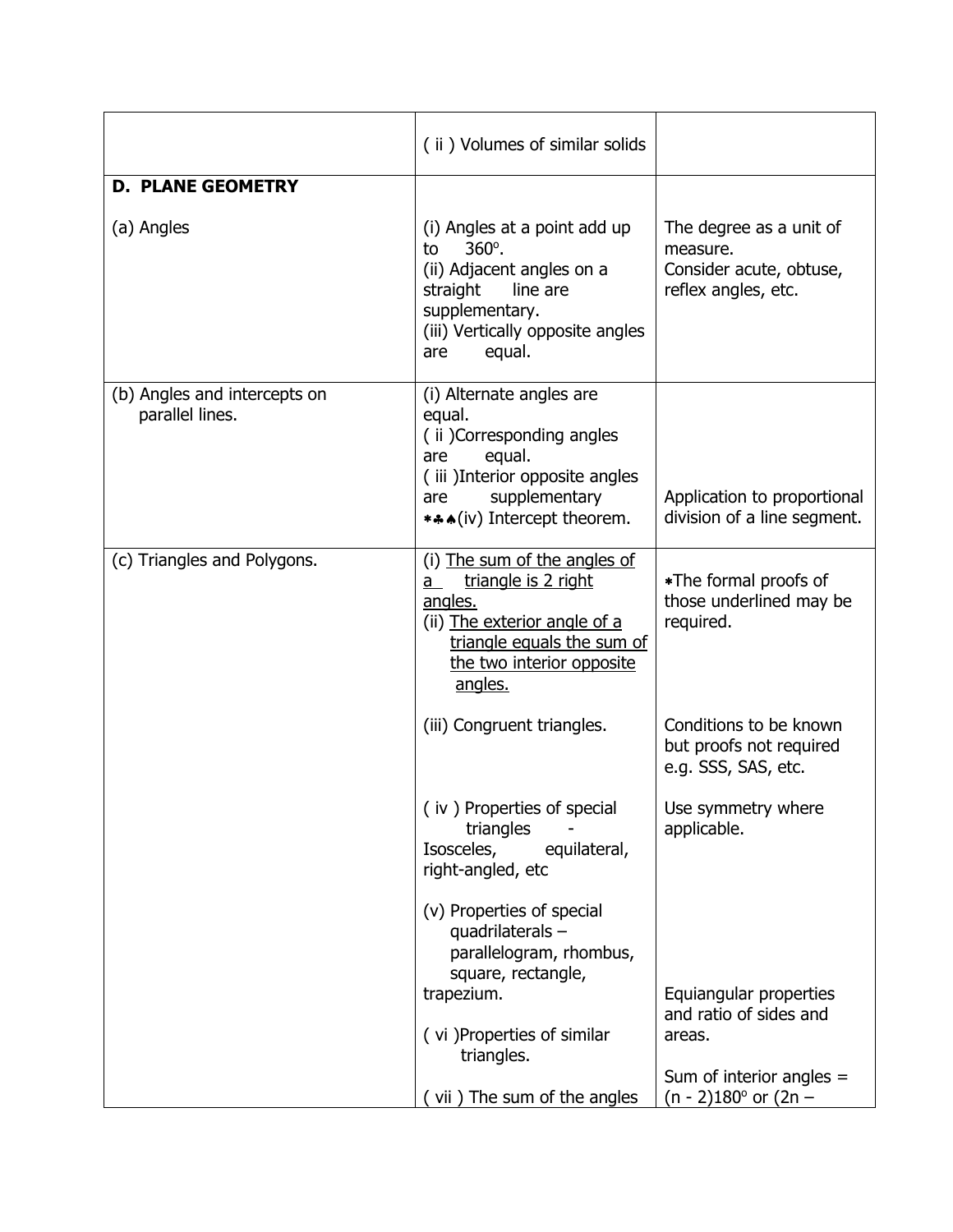| | | |
|---|---|---|
| | ( ii ) Volumes of similar solids | |
| **D. PLANE GEOMETRY**<br><br>(a) Angles | (i) Angles at a point add up to $360^o$.<br>(ii) Adjacent angles on a straight line are supplementary.<br>(iii) Vertically opposite angles are equal. | The degree as a unit of measure.<br>Consider acute, obtuse, reflex angles, etc. |
| (b) Angles and intercepts on parallel lines. | (i) Alternate angles are equal.<br>( ii )Corresponding angles are equal.<br>( iii )Interior opposite angles are supplementary<br>*♣♠(iv) Intercept theorem. | Application to proportional division of a line segment. |
| (c) Triangles and Polygons. | (i) <u>The sum of the angles of a triangle is 2 right angles.</u><br>(ii) <u>The exterior angle of a triangle equals the sum of the two interior opposite angles.</u><br><br>(iii) Congruent triangles.<br><br>( iv ) Properties of special triangles - Isosceles, equilateral, right-angled, etc<br><br>(v) Properties of special quadrilaterals – parallelogram, rhombus, square, rectangle, trapezium.<br><br>( vi )Properties of similar triangles.<br><br>( vii ) The sum of the angles | *The formal proofs of those underlined may be required.<br><br>Conditions to be known but proofs not required e.g. SSS, SAS, etc.<br><br>Use symmetry where applicable.<br><br>Equiangular properties and ratio of sides and areas.<br><br>Sum of interior angles = $(n - 2)180^o$ or (2n – |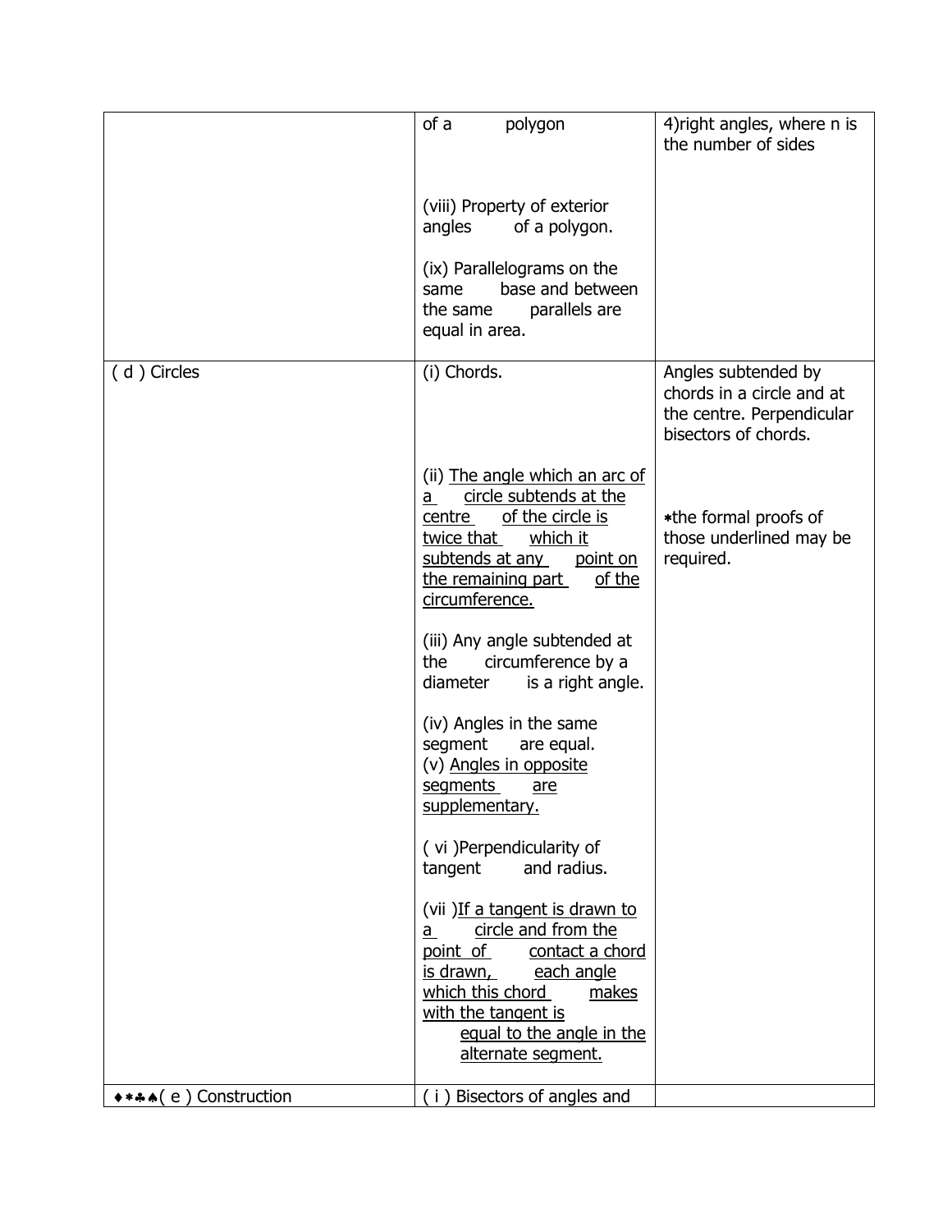| | | |
|---|---|---|
| | of a polygon<br><br>(viii) Property of exterior angles of a polygon.<br><br>(ix) Parallelograms on the same base and between the same parallels are equal in area. | 4)right angles, where n is the number of sides |
| ( d ) Circles | (i) Chords.<br><br>(ii) <u>The angle which an arc of a circle subtends at the centre of the circle is twice that which it subtends at any point on the remaining part of the circumference.</u><br><br>(iii) Any angle subtended at the circumference by a diameter is a right angle.<br><br>(iv) Angles in the same segment are equal.<br>(v) <u>Angles in opposite segments are supplementary.</u><br><br>( vi )Perpendicularity of tangent and radius.<br><br>(vii )<u>If a tangent is drawn to a circle and from the point of contact a chord is drawn, each angle which this chord makes with the tangent is equal to the angle in the alternate segment.</u> | Angles subtended by chords in a circle and at the centre. Perpendicular bisectors of chords.<br><br>*the formal proofs of those underlined may be required. |
| ♦*♣♠( e ) Construction | ( i ) Bisectors of angles and | |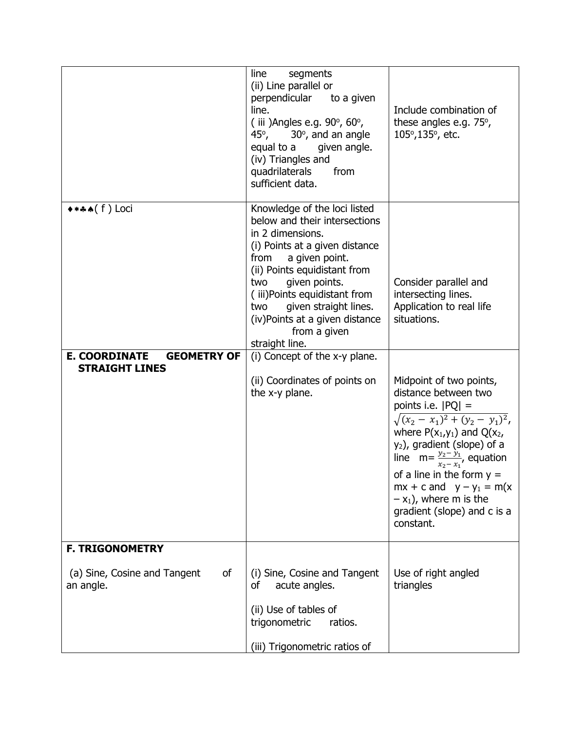| | | |
|---|---|---|
| | line segments<br>(ii) Line parallel or perpendicular to a given line.<br>( iii )Angles e.g. 90°, 60°, 45°, 30°, and an angle equal to a given angle.<br>(iv) Triangles and quadrilaterals from sufficient data. | Include combination of these angles e.g. 75°, 105°,135°, etc. |
| ♦∗♣♠( f ) Loci | Knowledge of the loci listed below and their intersections in 2 dimensions.<br>(i) Points at a given distance from a given point.<br>(ii) Points equidistant from two given points.<br>( iii)Points equidistant from two given straight lines.<br>(iv)Points at a given distance from a given straight line. | Consider parallel and intersecting lines. Application to real life situations. |
| **E. COORDINATE GEOMETRY OF STRAIGHT LINES** | (i) Concept of the x-y plane.<br><br>(ii) Coordinates of points on the x-y plane. | Midpoint of two points, distance between two points i.e. $\|PQ\| = \sqrt{(x_2 - x_1)^2 + (y_2 - y_1)^2}$, where $P(x_1,y_1)$ and $Q(x_2, y_2)$, gradient (slope) of a line $m = \frac{y_2 - y_1}{x_2 - x_1}$, equation of a line in the form $y = mx + c$ and $y - y_1 = m(x - x_1)$, where m is the gradient (slope) and c is a constant. |
| **F. TRIGONOMETRY**<br><br>(a) Sine, Cosine and Tangent of an angle. | (i) Sine, Cosine and Tangent of acute angles.<br><br>(ii) Use of tables of trigonometric ratios.<br><br>(iii) Trigonometric ratios of | Use of right angled triangles |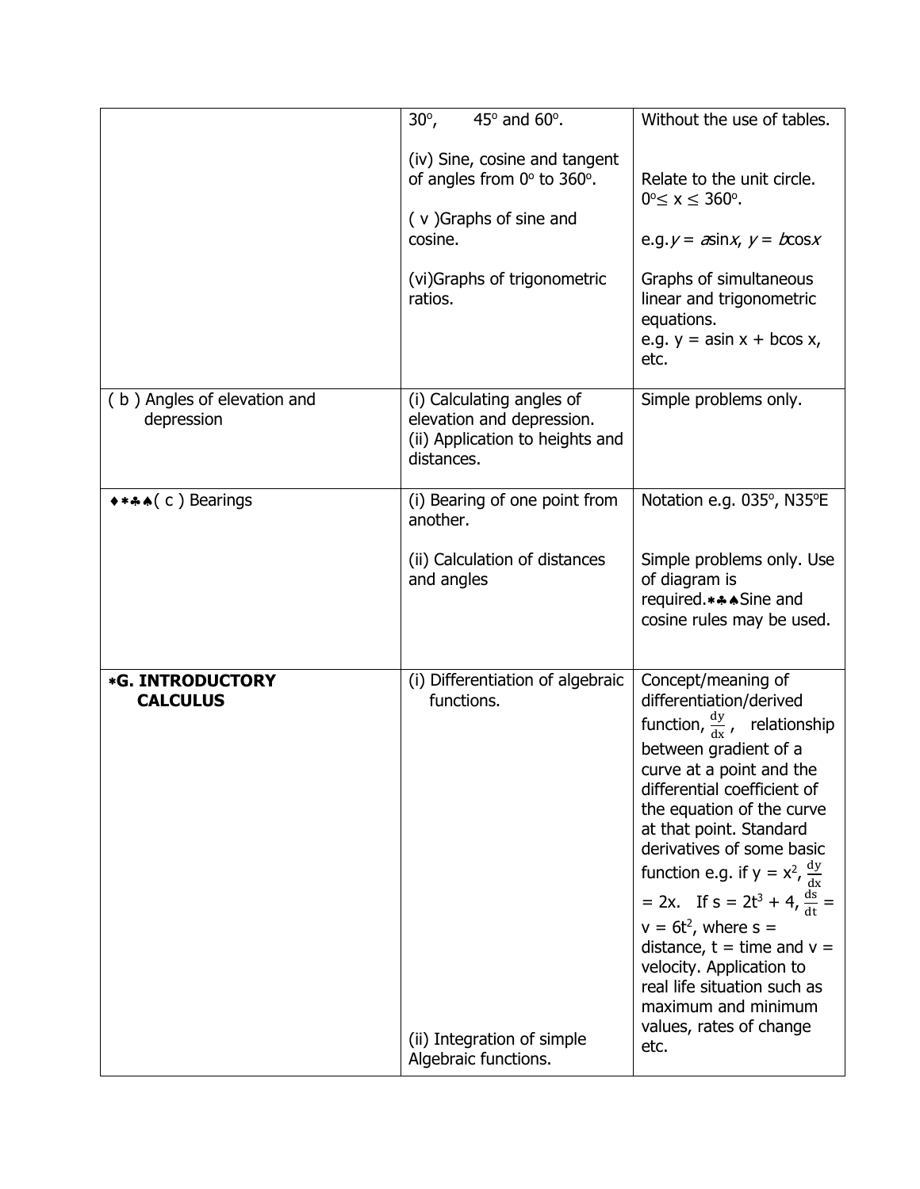| | | |
|---|---|---|
| | $30^\circ$, $45^\circ$ and $60^\circ$.<br><br>(iv) Sine, cosine and tangent of angles from $0^\circ$ to $360^\circ$.<br><br>( v )Graphs of sine and cosine.<br><br>(vi)Graphs of trigonometric ratios. | Without the use of tables.<br><br>Relate to the unit circle. $0^\circ \leq x \leq 360^\circ$.<br><br>e.g. $y = a\sin x$, $y = b\cos x$<br><br>Graphs of simultaneous linear and trigonometric equations.<br>e.g. $y = a\sin x + b\cos x$, etc. |
| ( b ) Angles of elevation and depression | (i) Calculating angles of elevation and depression.<br>(ii) Application to heights and distances. | Simple problems only. |
| ♦∗♣♠( c ) Bearings | (i) Bearing of one point from another.<br><br>(ii) Calculation of distances and angles | Notation e.g. $035^\circ$, N$35^\circ$E<br><br>Simple problems only. Use of diagram is required.∗♣♠Sine and cosine rules may be used. |
| **∗G. INTRODUCTORY CALCULUS** | (i) Differentiation of algebraic functions.<br><br><br><br><br><br><br><br><br><br>(ii) Integration of simple Algebraic functions. | Concept/meaning of differentiation/derived function, $\frac{dy}{dx}$, relationship between gradient of a curve at a point and the differential coefficient of the equation of the curve at that point. Standard derivatives of some basic function e.g. if $y = x^2$, $\frac{dy}{dx} = 2x$. If $s = 2t^3 + 4$, $\frac{ds}{dt} = v = 6t^2$, where s = distance, t = time and v = velocity. Application to real life situation such as maximum and minimum values, rates of change etc. |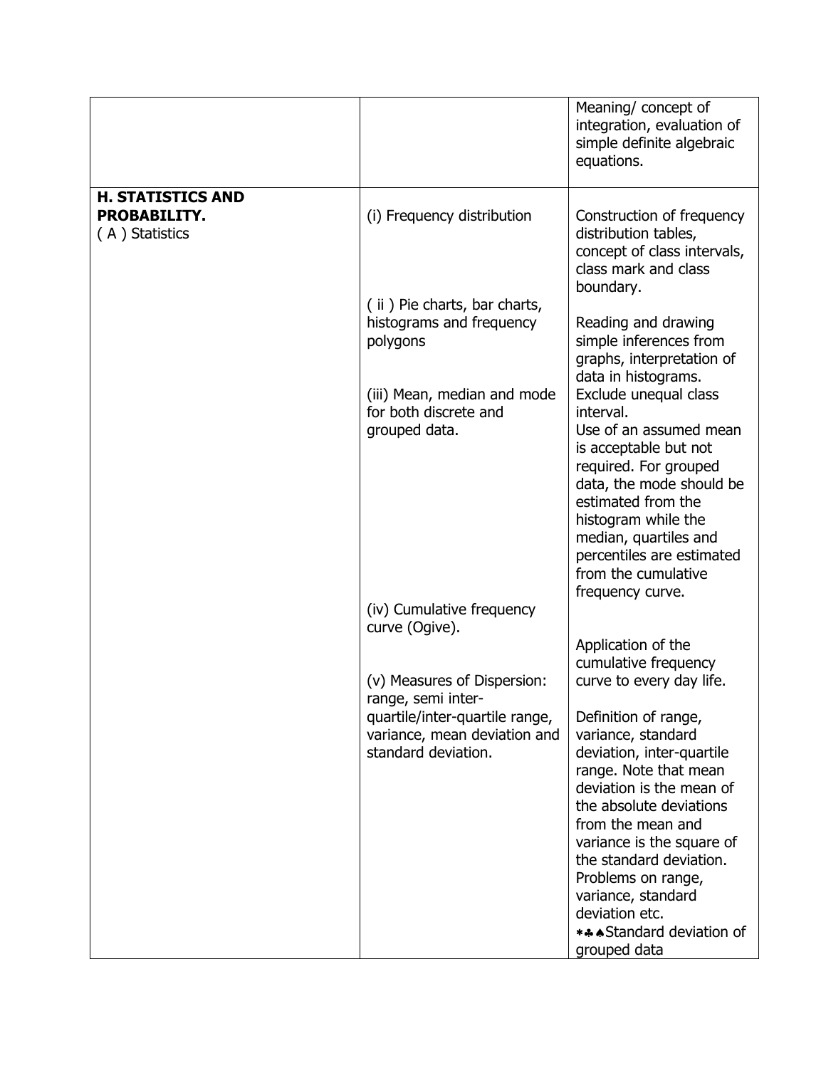| | | |
|---|---|---|
| | | Meaning/ concept of integration, evaluation of simple definite algebraic equations. |
| **H. STATISTICS AND PROBABILITY.**<br>( A ) Statistics | (i) Frequency distribution | Construction of frequency distribution tables, concept of class intervals, class mark and class boundary. |
| | ( ii ) Pie charts, bar charts, histograms and frequency polygons | Reading and drawing simple inferences from graphs, interpretation of data in histograms.<br>Exclude unequal class interval. |
| | (iii) Mean, median and mode for both discrete and grouped data. | Use of an assumed mean is acceptable but not required. For grouped data, the mode should be estimated from the histogram while the median, quartiles and percentiles are estimated from the cumulative frequency curve. |
| | (iv) Cumulative frequency curve (Ogive). | Application of the cumulative frequency curve to every day life. |
| | (v) Measures of Dispersion: range, semi inter-quartile/inter-quartile range, variance, mean deviation and standard deviation. | Definition of range, variance, standard deviation, inter-quartile range. Note that mean deviation is the mean of the absolute deviations from the mean and variance is the square of the standard deviation. Problems on range, variance, standard deviation etc.<br>*♣♠Standard deviation of grouped data |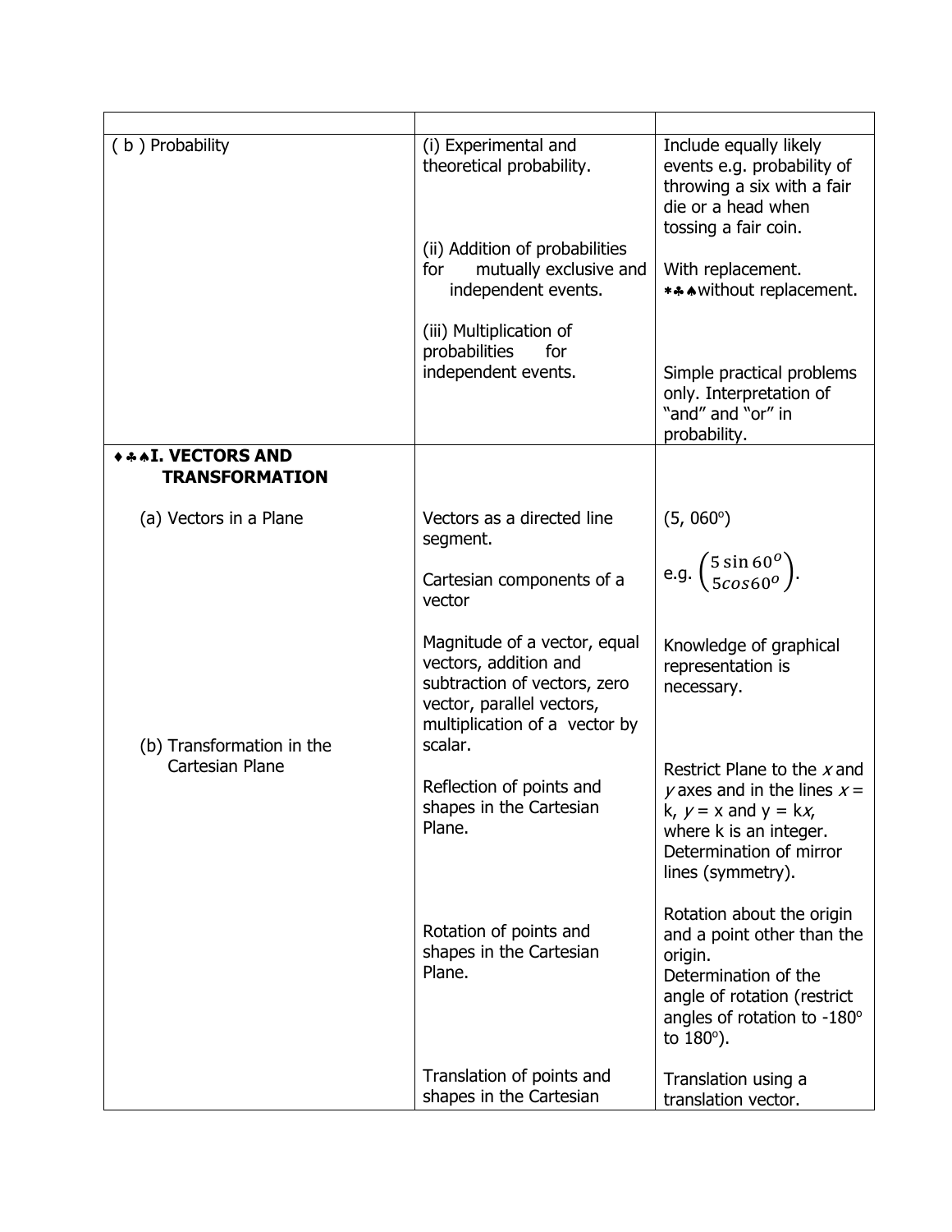| | | |
|---|---|---|
| ( b ) Probability | (i) Experimental and theoretical probability.<br><br>(ii) Addition of probabilities for mutually exclusive and independent events.<br><br>(iii) Multiplication of probabilities for independent events. | Include equally likely events e.g. probability of throwing a six with a fair die or a head when tossing a fair coin.<br><br>With replacement.<br>*♣♠without replacement.<br><br>Simple practical problems only. Interpretation of "and" and "or" in probability. |
| **♦♣♠I. VECTORS AND TRANSFORMATION**<br><br>(a) Vectors in a Plane<br><br><br><br><br><br>(b) Transformation in the Cartesian Plane | Vectors as a directed line segment.<br><br>Cartesian components of a vector<br><br>Magnitude of a vector, equal vectors, addition and subtraction of vectors, zero vector, parallel vectors, multiplication of a vector by scalar.<br><br>Reflection of points and shapes in the Cartesian Plane.<br><br>Rotation of points and shapes in the Cartesian Plane.<br><br>Translation of points and shapes in the Cartesian | (5, 060°)<br><br>e.g. $\begin{pmatrix} 5\sin 60^o \\ 5cos60^o \end{pmatrix}$.<br><br>Knowledge of graphical representation is necessary.<br><br>Restrict Plane to the $x$ and $y$ axes and in the lines $x$ = k, $y$ = x and y = k$x$, where k is an integer. Determination of mirror lines (symmetry).<br><br>Rotation about the origin and a point other than the origin.<br>Determination of the angle of rotation (restrict angles of rotation to -180° to 180°).<br><br>Translation using a translation vector. |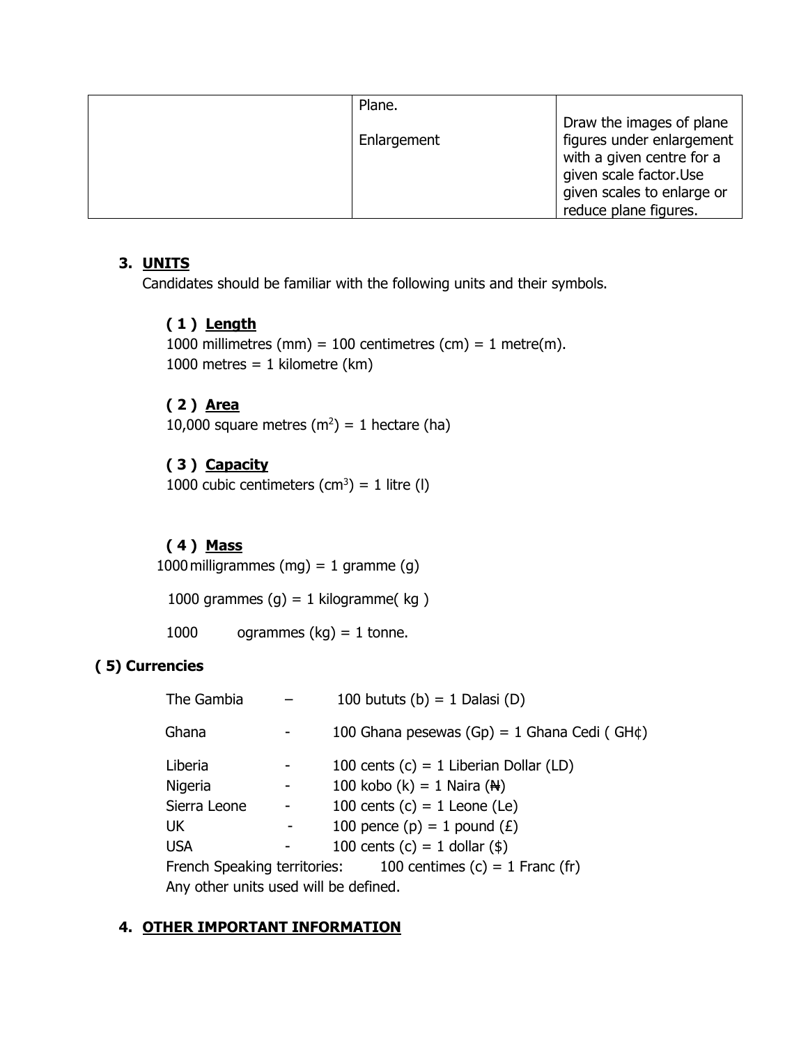|  | Plane.<br><br>Enlargement | Draw the images of plane figures under enlargement with a given centre for a given scale factor.Use given scales to enlarge or reduce plane figures. |
|---|---|---|

## 3. UNITS

Candidates should be familiar with the following units and their symbols.

### ( 1 ) Length

1000 millimetres (mm) = 100 centimetres (cm) = 1 metre(m).
1000 metres = 1 kilometre (km)

### ( 2 ) Area

10,000 square metres ($m^2$) = 1 hectare (ha)

### ( 3 ) Capacity

1000 cubic centimeters ($cm^3$) = 1 litre (l)

### ( 4 ) Mass

1000 milligrammes (mg) = 1 gramme (g)

1000 grammes (g) = 1 kilogramme( kg )

1000 ogrammes (kg) = 1 tonne.

### ( 5) Currencies

| | | |
|---|---|---|
| The Gambia | – | 100 bututs (b) = 1 Dalasi (D) |
| Ghana | - | 100 Ghana pesewas (Gp) = 1 Ghana Cedi ( GH¢) |
| Liberia | - | 100 cents (c) = 1 Liberian Dollar (LD) |
| Nigeria | - | 100 kobo (k) = 1 Naira (₦) |
| Sierra Leone | - | 100 cents (c) = 1 Leone (Le) |
| UK | - | 100 pence (p) = 1 pound (£) |
| USA | - | 100 cents (c) = 1 dollar ($) |

French Speaking territories: 100 centimes (c) = 1 Franc (fr)

Any other units used will be defined.

## 4. OTHER IMPORTANT INFORMATION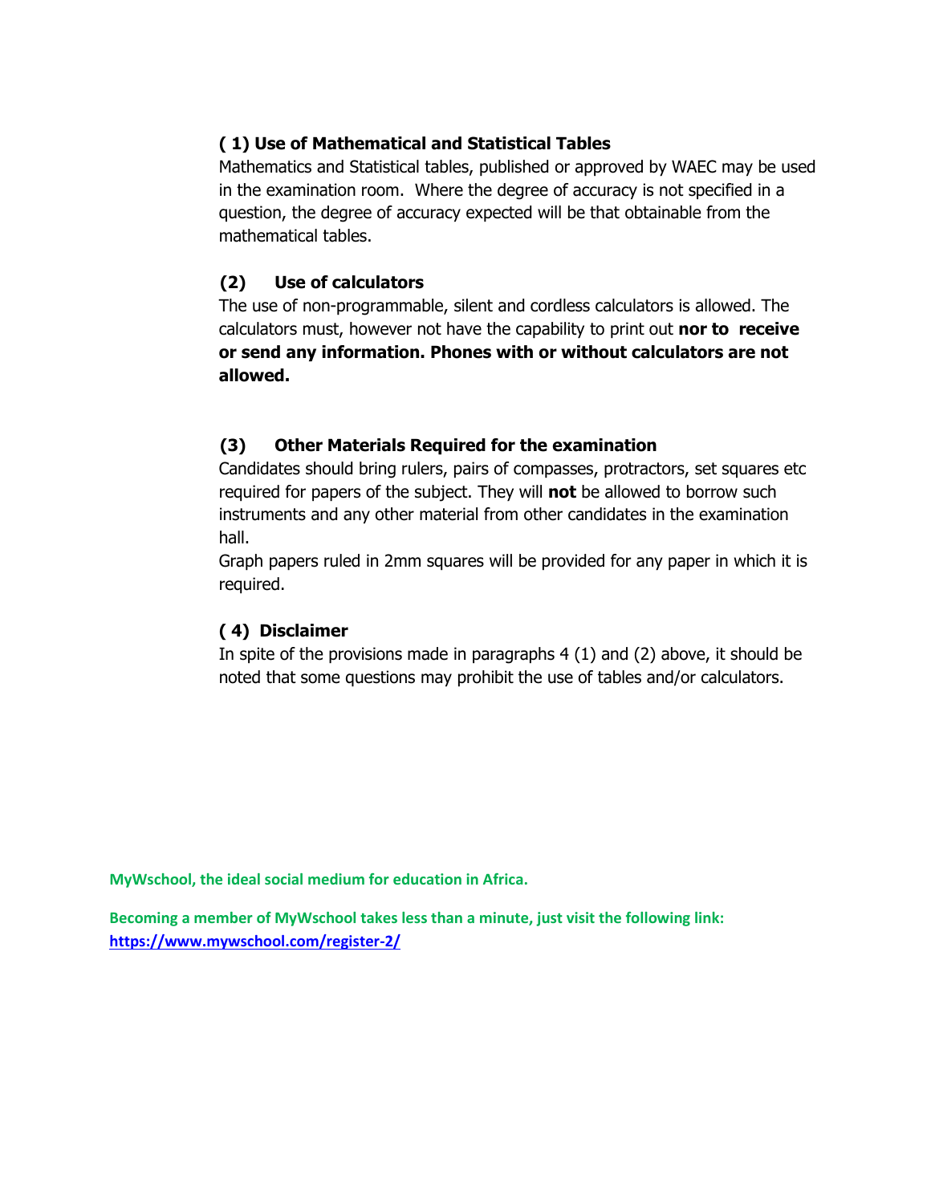### ( 1) Use of Mathematical and Statistical Tables

Mathematics and Statistical tables, published or approved by WAEC may be used in the examination room. Where the degree of accuracy is not specified in a question, the degree of accuracy expected will be that obtainable from the mathematical tables.

### (2) Use of calculators

The use of non-programmable, silent and cordless calculators is allowed. The calculators must, however not have the capability to print out **nor to receive or send any information. Phones with or without calculators are not allowed.**

### (3) Other Materials Required for the examination

Candidates should bring rulers, pairs of compasses, protractors, set squares etc required for papers of the subject. They will **not** be allowed to borrow such instruments and any other material from other candidates in the examination hall.

Graph papers ruled in 2mm squares will be provided for any paper in which it is required.

### ( 4) Disclaimer

In spite of the provisions made in paragraphs 4 (1) and (2) above, it should be noted that some questions may prohibit the use of tables and/or calculators.

**MyWschool, the ideal social medium for education in Africa.**

**Becoming a member of MyWschool takes less than a minute, just visit the following link:**
**https://www.mywschool.com/register-2/**